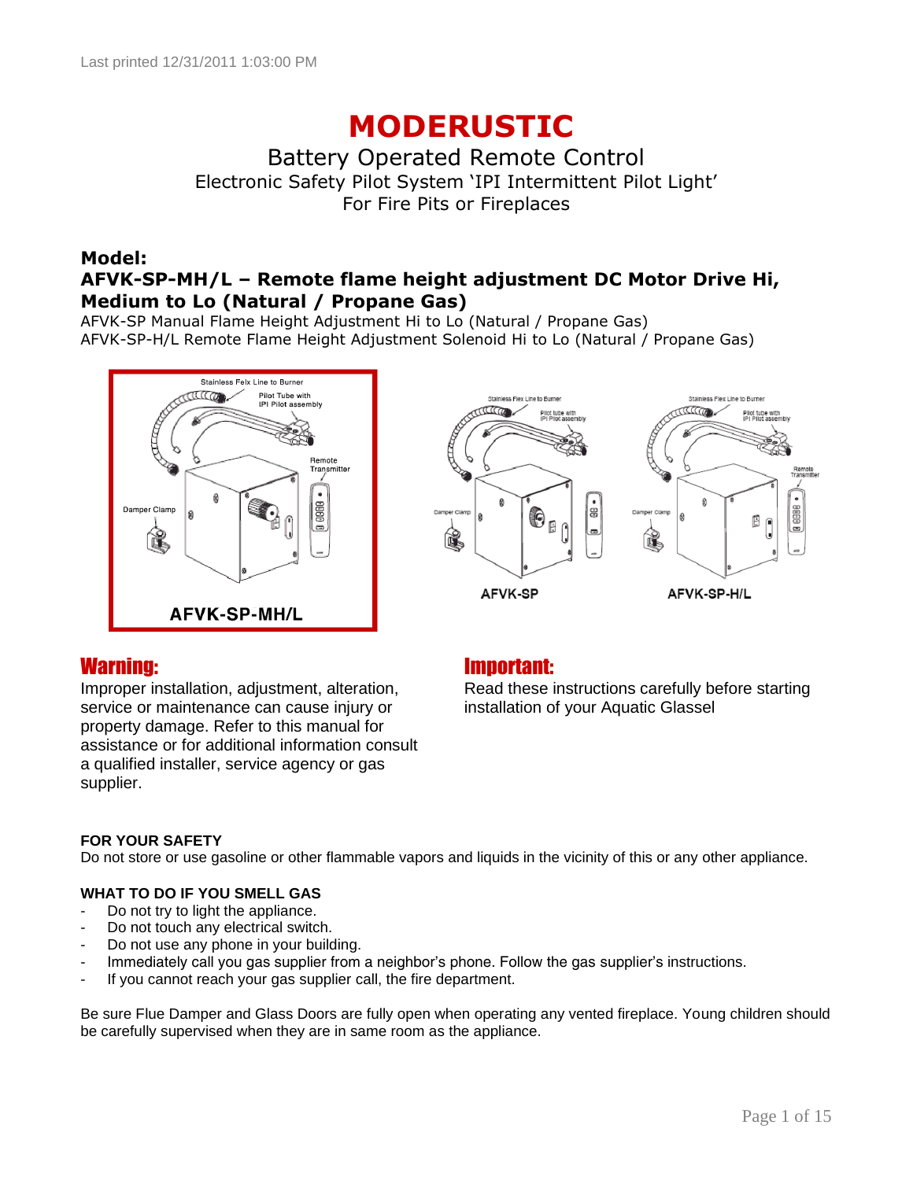# MODERUSTIC

## Battery Operated Remote Control

Electronic Safety Pilot System 'IPI Intermittent Pilot Light'
For Fire Pits or Fireplaces

### Model:

### AFVK-SP-MH/L – Remote flame height adjustment DC Motor Drive Hi, Medium to Lo (Natural / Propane Gas)

AFVK-SP Manual Flame Height Adjustment Hi to Lo (Natural / Propane Gas)
AFVK-SP-H/L Remote Flame Height Adjustment Solenoid Hi to Lo (Natural / Propane Gas)

Stainless Felx Line to Burner
Pilot Tube with IPI Pilot assembly
Remote Transmitter
Damper Clamp

**AFVK-SP-MH/L**

Stainless Flex Line to Burner
Pilot tube with IPI Pilot assembly
Damper Clamp

**AFVK-SP**

Stainless Flex Line to Burner
Pilot tube with IPI Pilot assembly
Remote Transmitter
Damper Clamp

**AFVK-SP-H/L**

## Warning:

Improper installation, adjustment, alteration, service or maintenance can cause injury or property damage. Refer to this manual for assistance or for additional information consult a qualified installer, service agency or gas supplier.

## Important:

Read these instructions carefully before starting installation of your Aquatic Glassel

**FOR YOUR SAFETY**
Do not store or use gasoline or other flammable vapors and liquids in the vicinity of this or any other appliance.

**WHAT TO DO IF YOU SMELL GAS**

- Do not try to light the appliance.
- Do not touch any electrical switch.
- Do not use any phone in your building.
- Immediately call you gas supplier from a neighbor's phone. Follow the gas supplier's instructions.
- If you cannot reach your gas supplier call, the fire department.

Be sure Flue Damper and Glass Doors are fully open when operating any vented fireplace. Young children should be carefully supervised when they are in same room as the appliance.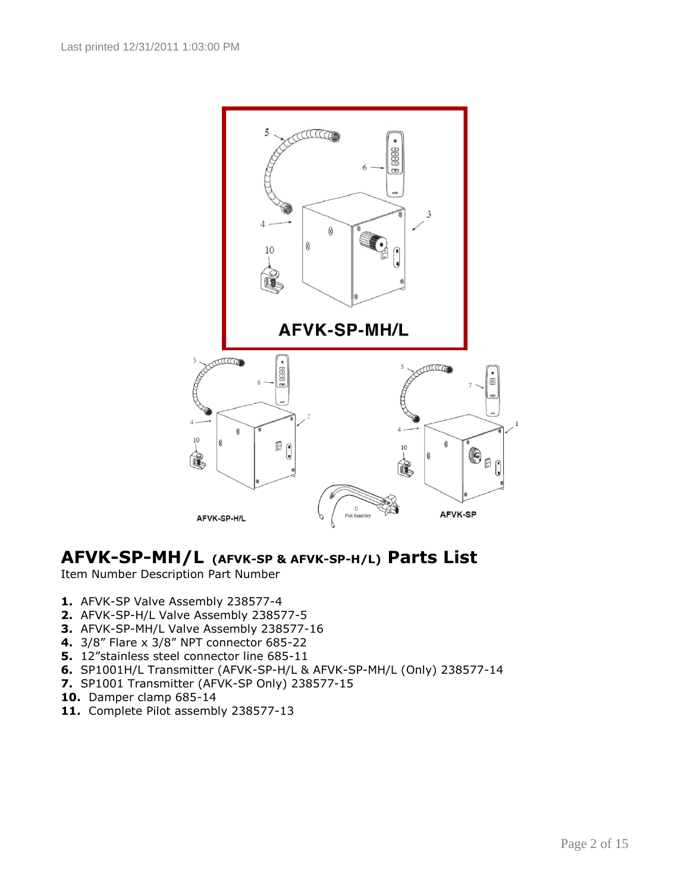## AFVK-SP-MH/L (AFVK-SP & AFVK-SP-H/L) Parts List

Item Number Description Part Number

1. AFVK-SP Valve Assembly 238577-4
2. AFVK-SP-H/L Valve Assembly 238577-5
3. AFVK-SP-MH/L Valve Assembly 238577-16
4. 3/8" Flare x 3/8" NPT connector 685-22
5. 12"stainless steel connector line 685-11
6. SP1001H/L Transmitter (AFVK-SP-H/L & AFVK-SP-MH/L (Only) 238577-14
7. SP1001 Transmitter (AFVK-SP Only) 238577-15
10. Damper clamp 685-14
11. Complete Pilot assembly 238577-13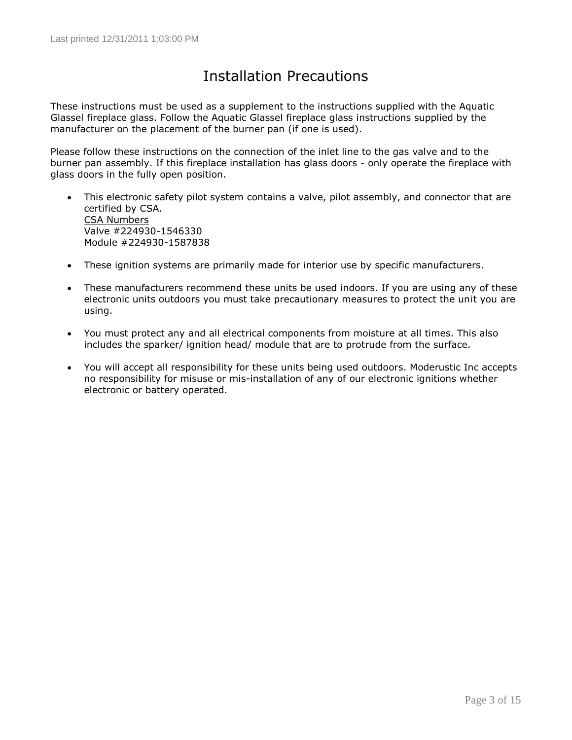# Installation Precautions

These instructions must be used as a supplement to the instructions supplied with the Aquatic Glassel fireplace glass. Follow the Aquatic Glassel fireplace glass instructions supplied by the manufacturer on the placement of the burner pan (if one is used).

Please follow these instructions on the connection of the inlet line to the gas valve and to the burner pan assembly. If this fireplace installation has glass doors - only operate the fireplace with glass doors in the fully open position.

- This electronic safety pilot system contains a valve, pilot assembly, and connector that are certified by CSA.
  <u>CSA Numbers</u>
  Valve #224930-1546330
  Module #224930-1587838

- These ignition systems are primarily made for interior use by specific manufacturers.

- These manufacturers recommend these units be used indoors. If you are using any of these electronic units outdoors you must take precautionary measures to protect the unit you are using.

- You must protect any and all electrical components from moisture at all times. This also includes the sparker/ ignition head/ module that are to protrude from the surface.

- You will accept all responsibility for these units being used outdoors. Moderustic Inc accepts no responsibility for misuse or mis-installation of any of our electronic ignitions whether electronic or battery operated.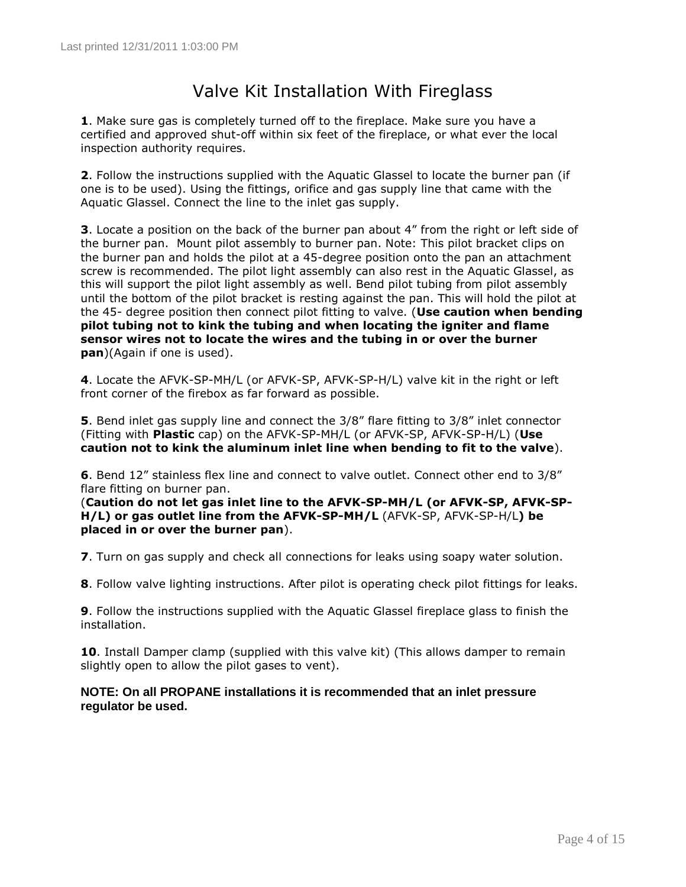# Valve Kit Installation With Fireglass

**1**. Make sure gas is completely turned off to the fireplace. Make sure you have a certified and approved shut-off within six feet of the fireplace, or what ever the local inspection authority requires.

**2**. Follow the instructions supplied with the Aquatic Glassel to locate the burner pan (if one is to be used). Using the fittings, orifice and gas supply line that came with the Aquatic Glassel. Connect the line to the inlet gas supply.

**3**. Locate a position on the back of the burner pan about 4" from the right or left side of the burner pan. Mount pilot assembly to burner pan. Note: This pilot bracket clips on the burner pan and holds the pilot at a 45-degree position onto the pan an attachment screw is recommended. The pilot light assembly can also rest in the Aquatic Glassel, as this will support the pilot light assembly as well. Bend pilot tubing from pilot assembly until the bottom of the pilot bracket is resting against the pan. This will hold the pilot at the 45- degree position then connect pilot fitting to valve. (**Use caution when bending pilot tubing not to kink the tubing and when locating the igniter and flame sensor wires not to locate the wires and the tubing in or over the burner pan**)(Again if one is used).

**4**. Locate the AFVK-SP-MH/L (or AFVK-SP, AFVK-SP-H/L) valve kit in the right or left front corner of the firebox as far forward as possible.

**5**. Bend inlet gas supply line and connect the 3/8" flare fitting to 3/8" inlet connector (Fitting with **Plastic** cap) on the AFVK-SP-MH/L (or AFVK-SP, AFVK-SP-H/L) (**Use caution not to kink the aluminum inlet line when bending to fit to the valve**).

**6**. Bend 12" stainless flex line and connect to valve outlet. Connect other end to 3/8" flare fitting on burner pan.
(**Caution do not let gas inlet line to the AFVK-SP-MH/L (or AFVK-SP, AFVK-SP-H/L) or gas outlet line from the AFVK-SP-MH/L** (AFVK-SP, AFVK-SP-H/L**) be placed in or over the burner pan**).

**7**. Turn on gas supply and check all connections for leaks using soapy water solution.

**8**. Follow valve lighting instructions. After pilot is operating check pilot fittings for leaks.

**9**. Follow the instructions supplied with the Aquatic Glassel fireplace glass to finish the installation.

**10**. Install Damper clamp (supplied with this valve kit) (This allows damper to remain slightly open to allow the pilot gases to vent).

**NOTE: On all PROPANE installations it is recommended that an inlet pressure regulator be used.**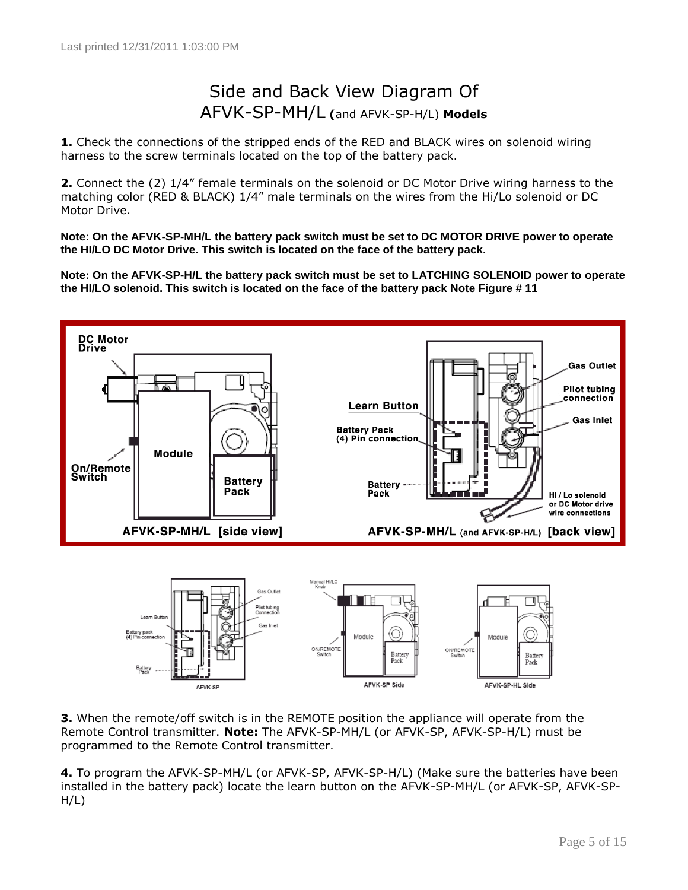# Side and Back View Diagram Of AFVK-SP-MH/L (and AFVK-SP-H/L) Models

**1.** Check the connections of the stripped ends of the RED and BLACK wires on solenoid wiring harness to the screw terminals located on the top of the battery pack.

**2.** Connect the (2) 1/4" female terminals on the solenoid or DC Motor Drive wiring harness to the matching color (RED & BLACK) 1/4" male terminals on the wires from the Hi/Lo solenoid or DC Motor Drive.

**Note: On the AFVK-SP-MH/L the battery pack switch must be set to DC MOTOR DRIVE power to operate the HI/LO DC Motor Drive. This switch is located on the face of the battery pack.**

**Note: On the AFVK-SP-H/L the battery pack switch must be set to LATCHING SOLENOID power to operate the HI/LO solenoid. This switch is located on the face of the battery pack Note Figure # 11**

**3.** When the remote/off switch is in the REMOTE position the appliance will operate from the Remote Control transmitter. **Note:** The AFVK-SP-MH/L (or AFVK-SP, AFVK-SP-H/L) must be programmed to the Remote Control transmitter.

**4.** To program the AFVK-SP-MH/L (or AFVK-SP, AFVK-SP-H/L) (Make sure the batteries have been installed in the battery pack) locate the learn button on the AFVK-SP-MH/L (or AFVK-SP, AFVK-SP-H/L)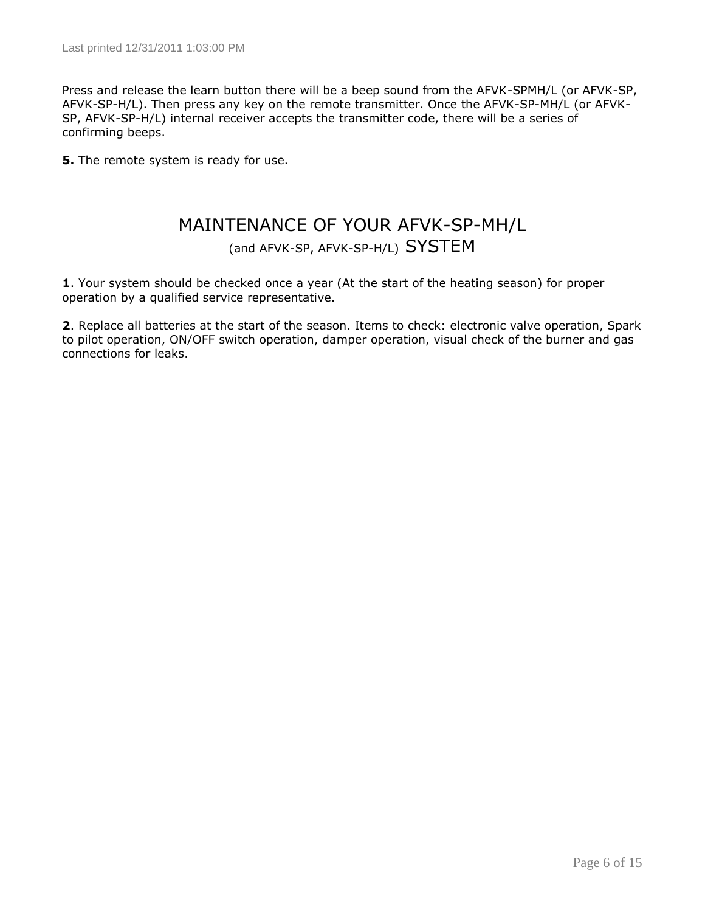Press and release the learn button there will be a beep sound from the AFVK-SPMH/L (or AFVK-SP, AFVK-SP-H/L). Then press any key on the remote transmitter. Once the AFVK-SP-MH/L (or AFVK-SP, AFVK-SP-H/L) internal receiver accepts the transmitter code, there will be a series of confirming beeps.

**5.** The remote system is ready for use.

## MAINTENANCE OF YOUR AFVK-SP-MH/L (and AFVK-SP, AFVK-SP-H/L) SYSTEM

**1**. Your system should be checked once a year (At the start of the heating season) for proper operation by a qualified service representative.

**2**. Replace all batteries at the start of the season. Items to check: electronic valve operation, Spark to pilot operation, ON/OFF switch operation, damper operation, visual check of the burner and gas connections for leaks.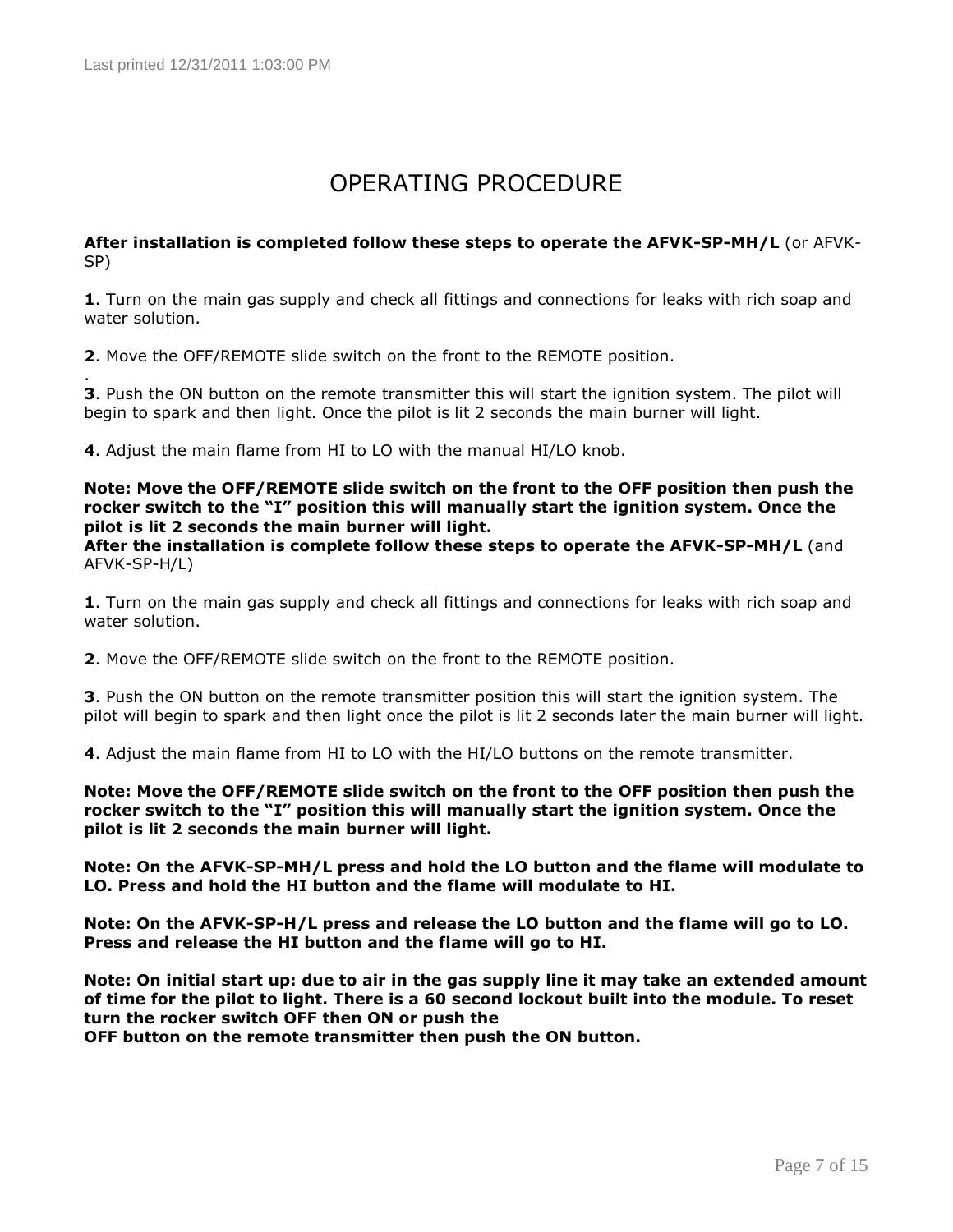# OPERATING PROCEDURE

**After installation is completed follow these steps to operate the AFVK-SP-MH/L** (or AFVK-SP)

**1**. Turn on the main gas supply and check all fittings and connections for leaks with rich soap and water solution.

**2**. Move the OFF/REMOTE slide switch on the front to the REMOTE position.

.

**3**. Push the ON button on the remote transmitter this will start the ignition system. The pilot will begin to spark and then light. Once the pilot is lit 2 seconds the main burner will light.

**4**. Adjust the main flame from HI to LO with the manual HI/LO knob.

**Note: Move the OFF/REMOTE slide switch on the front to the OFF position then push the rocker switch to the "I" position this will manually start the ignition system. Once the pilot is lit 2 seconds the main burner will light.**

**After the installation is complete follow these steps to operate the AFVK-SP-MH/L** (and AFVK-SP-H/L)

**1**. Turn on the main gas supply and check all fittings and connections for leaks with rich soap and water solution.

**2**. Move the OFF/REMOTE slide switch on the front to the REMOTE position.

**3**. Push the ON button on the remote transmitter position this will start the ignition system. The pilot will begin to spark and then light once the pilot is lit 2 seconds later the main burner will light.

**4**. Adjust the main flame from HI to LO with the HI/LO buttons on the remote transmitter.

**Note: Move the OFF/REMOTE slide switch on the front to the OFF position then push the rocker switch to the "I" position this will manually start the ignition system. Once the pilot is lit 2 seconds the main burner will light.**

**Note: On the AFVK-SP-MH/L press and hold the LO button and the flame will modulate to LO. Press and hold the HI button and the flame will modulate to HI.**

**Note: On the AFVK-SP-H/L press and release the LO button and the flame will go to LO. Press and release the HI button and the flame will go to HI.**

**Note: On initial start up: due to air in the gas supply line it may take an extended amount of time for the pilot to light. There is a 60 second lockout built into the module. To reset turn the rocker switch OFF then ON or push the**
**OFF button on the remote transmitter then push the ON button.**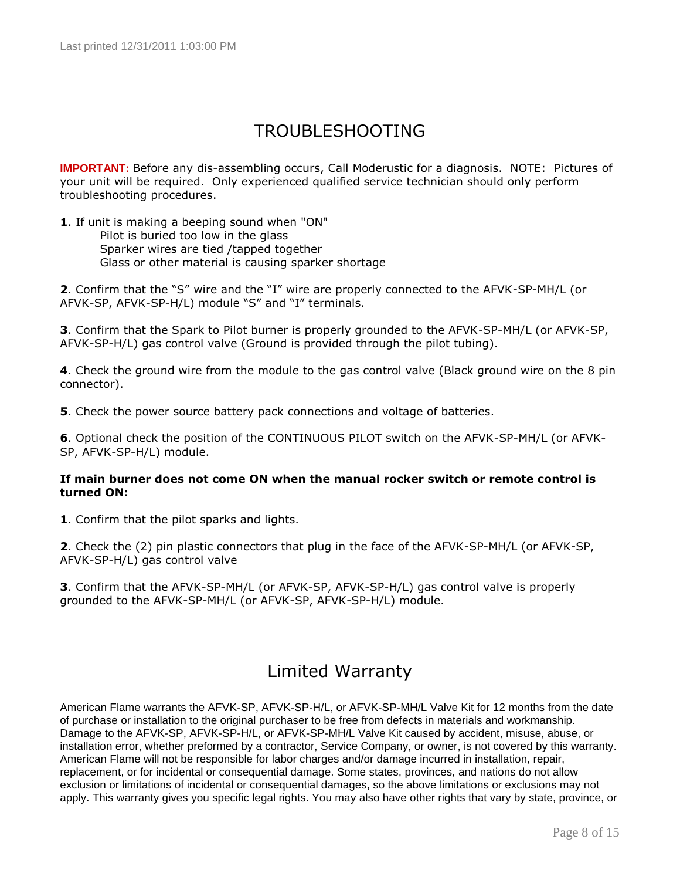# TROUBLESHOOTING

**IMPORTANT:** Before any dis-assembling occurs, Call Moderustic for a diagnosis. NOTE: Pictures of your unit will be required. Only experienced qualified service technician should only perform troubleshooting procedures.

**1**. If unit is making a beeping sound when "ON"

Pilot is buried too low in the glass
Sparker wires are tied /tapped together
Glass or other material is causing sparker shortage

**2**. Confirm that the "S" wire and the "I" wire are properly connected to the AFVK-SP-MH/L (or AFVK-SP, AFVK-SP-H/L) module "S" and "I" terminals.

**3**. Confirm that the Spark to Pilot burner is properly grounded to the AFVK-SP-MH/L (or AFVK-SP, AFVK-SP-H/L) gas control valve (Ground is provided through the pilot tubing).

**4**. Check the ground wire from the module to the gas control valve (Black ground wire on the 8 pin connector).

**5**. Check the power source battery pack connections and voltage of batteries.

**6**. Optional check the position of the CONTINUOUS PILOT switch on the AFVK-SP-MH/L (or AFVK-SP, AFVK-SP-H/L) module.

**If main burner does not come ON when the manual rocker switch or remote control is turned ON:**

**1**. Confirm that the pilot sparks and lights.

**2**. Check the (2) pin plastic connectors that plug in the face of the AFVK-SP-MH/L (or AFVK-SP, AFVK-SP-H/L) gas control valve

**3**. Confirm that the AFVK-SP-MH/L (or AFVK-SP, AFVK-SP-H/L) gas control valve is properly grounded to the AFVK-SP-MH/L (or AFVK-SP, AFVK-SP-H/L) module.

# Limited Warranty

American Flame warrants the AFVK-SP, AFVK-SP-H/L, or AFVK-SP-MH/L Valve Kit for 12 months from the date of purchase or installation to the original purchaser to be free from defects in materials and workmanship. Damage to the AFVK-SP, AFVK-SP-H/L, or AFVK-SP-MH/L Valve Kit caused by accident, misuse, abuse, or installation error, whether preformed by a contractor, Service Company, or owner, is not covered by this warranty. American Flame will not be responsible for labor charges and/or damage incurred in installation, repair, replacement, or for incidental or consequential damage. Some states, provinces, and nations do not allow exclusion or limitations of incidental or consequential damages, so the above limitations or exclusions may not apply. This warranty gives you specific legal rights. You may also have other rights that vary by state, province, or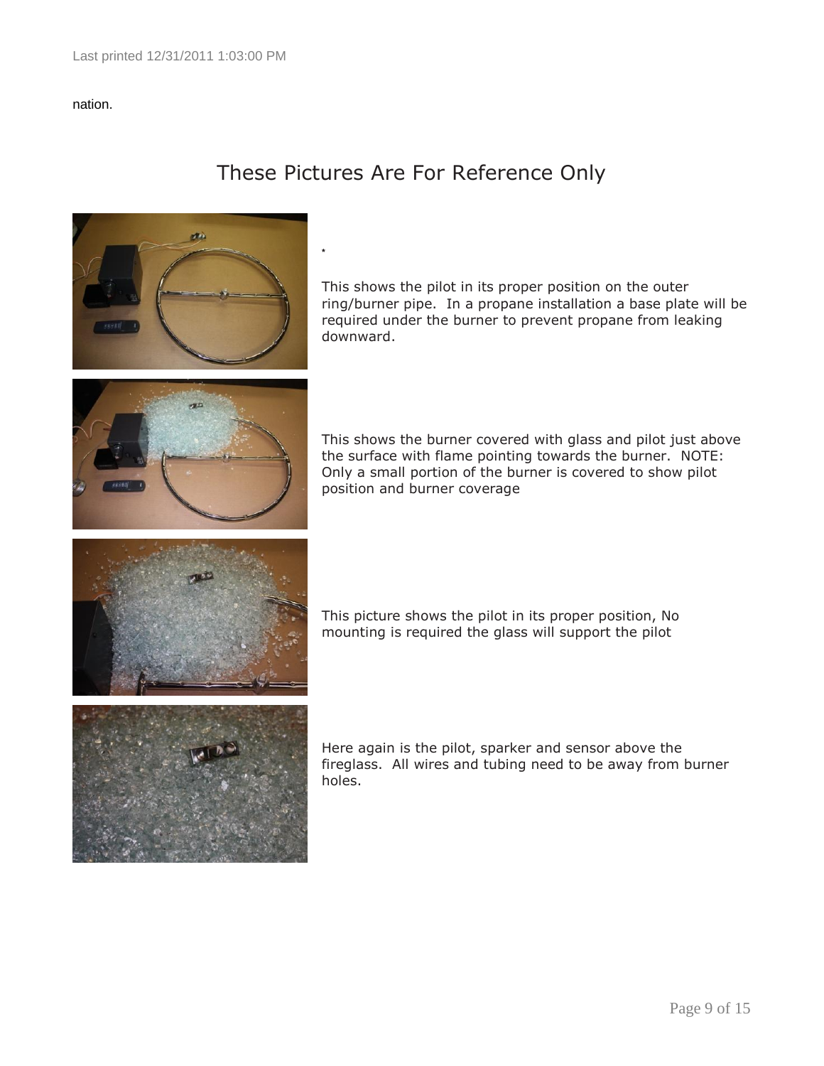nation.

# These Pictures Are For Reference Only

*

This shows the pilot in its proper position on the outer ring/burner pipe. In a propane installation a base plate will be required under the burner to prevent propane from leaking downward.

This shows the burner covered with glass and pilot just above the surface with flame pointing towards the burner. NOTE: Only a small portion of the burner is covered to show pilot position and burner coverage

This picture shows the pilot in its proper position, No mounting is required the glass will support the pilot

Here again is the pilot, sparker and sensor above the fireglass. All wires and tubing need to be away from burner holes.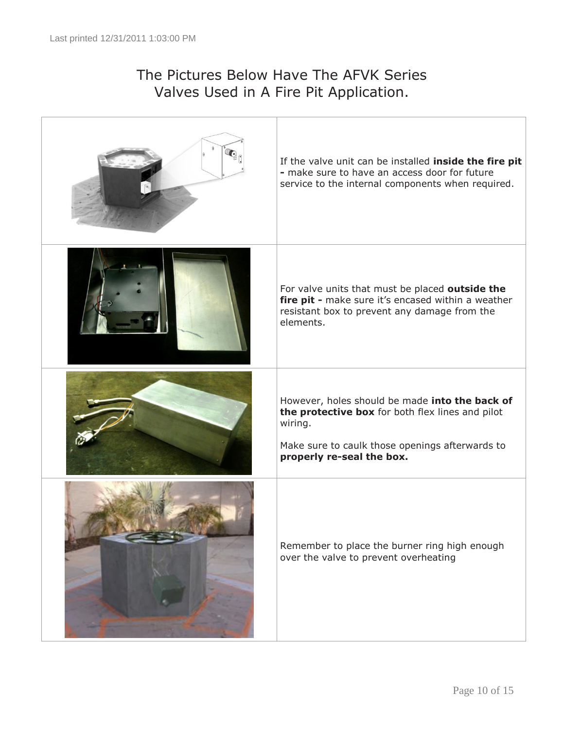# The Pictures Below Have The AFVK Series Valves Used in A Fire Pit Application.

| | |
|---|---|
| | If the valve unit can be installed **inside the fire pit -** make sure to have an access door for future service to the internal components when required. |
| | For valve units that must be placed **outside the fire pit -** make sure it's encased within a weather resistant box to prevent any damage from the elements. |
| | However, holes should be made **into the back of the protective box** for both flex lines and pilot wiring.<br><br>Make sure to caulk those openings afterwards to **properly re-seal the box.** |
| | Remember to place the burner ring high enough over the valve to prevent overheating |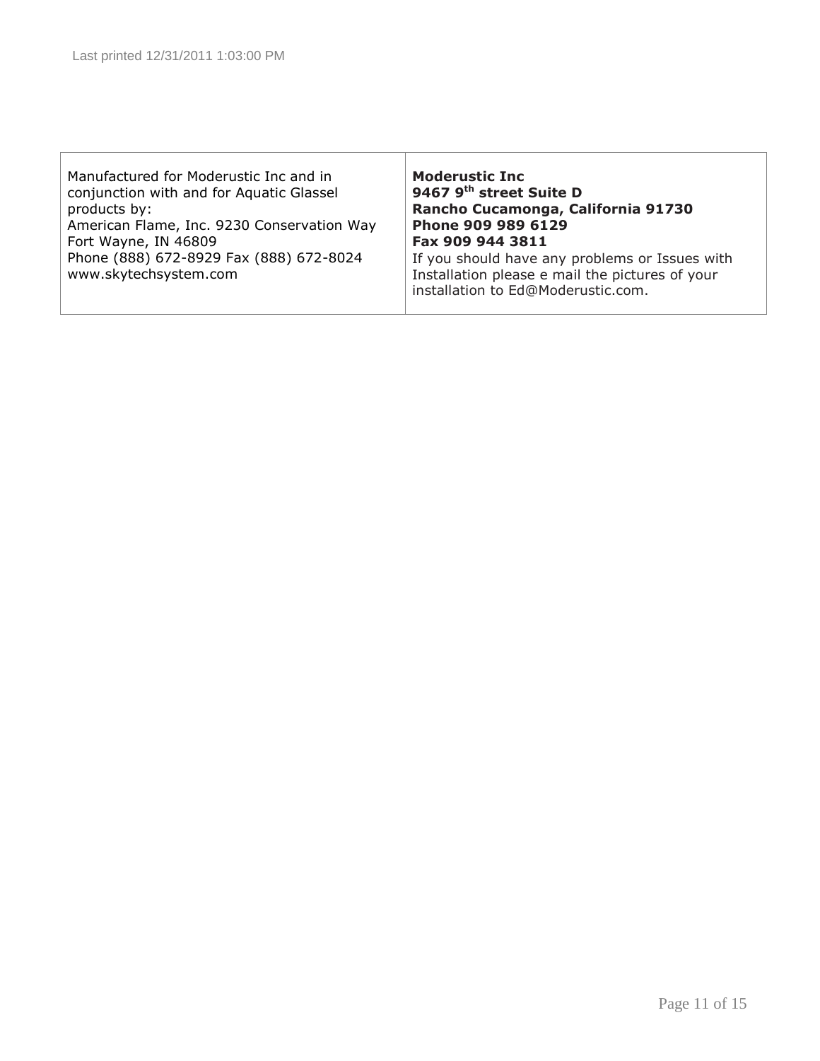| Manufactured for Moderustic Inc and in conjunction with and for Aquatic Glassel products by:<br>American Flame, Inc. 9230 Conservation Way<br>Fort Wayne, IN 46809<br>Phone (888) 672-8929 Fax (888) 672-8024<br>www.skytechsystem.com | **Moderustic Inc**<br>**9467 9th street Suite D**<br>**Rancho Cucamonga, California 91730**<br>**Phone 909 989 6129**<br>**Fax 909 944 3811**<br>If you should have any problems or Issues with Installation please e mail the pictures of your installation to Ed@Moderustic.com. |
|---|---|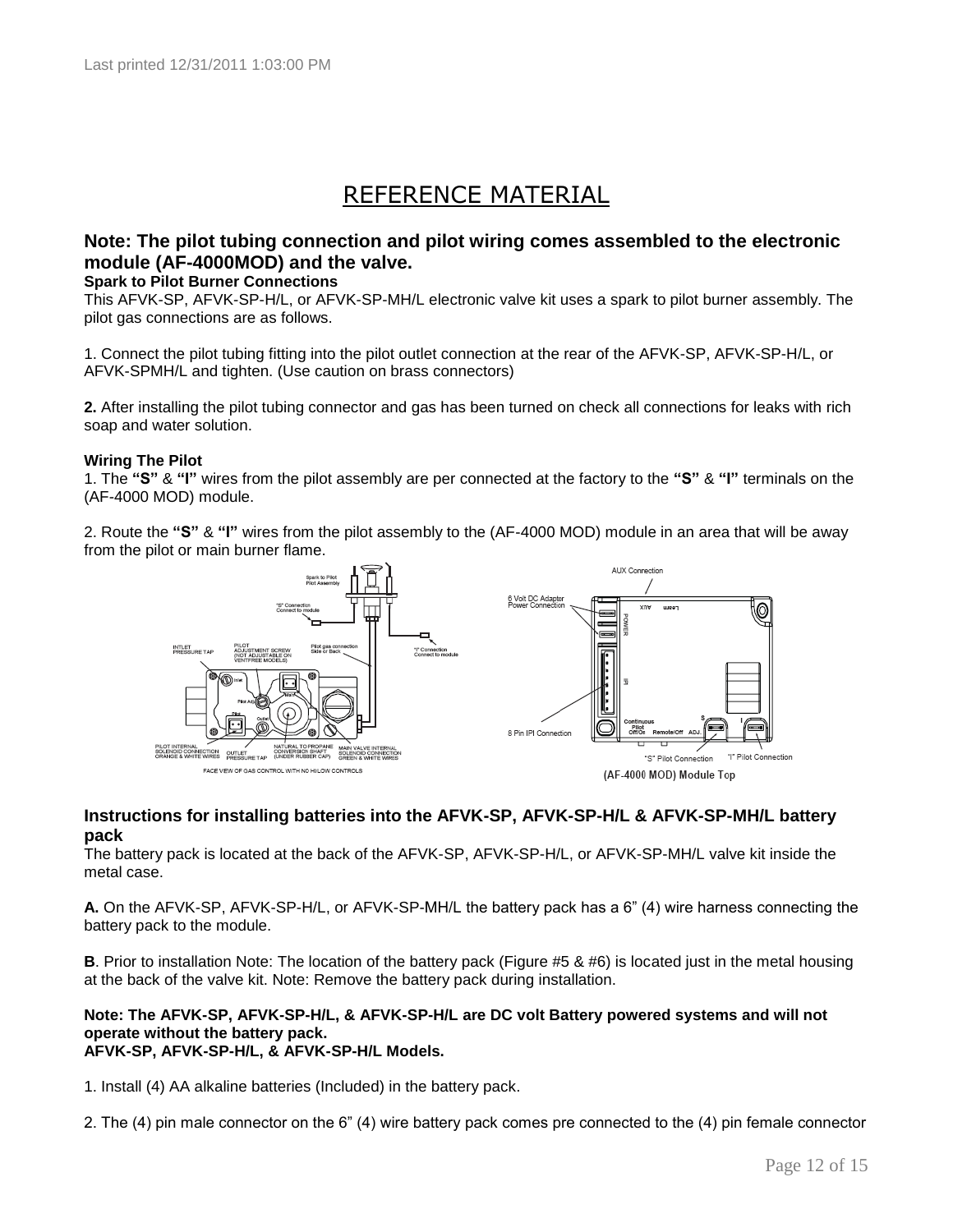# REFERENCE MATERIAL

## Note: The pilot tubing connection and pilot wiring comes assembled to the electronic module (AF-4000MOD) and the valve.

**Spark to Pilot Burner Connections**

This AFVK-SP, AFVK-SP-H/L, or AFVK-SP-MH/L electronic valve kit uses a spark to pilot burner assembly. The pilot gas connections are as follows.

1. Connect the pilot tubing fitting into the pilot outlet connection at the rear of the AFVK-SP, AFVK-SP-H/L, or AFVK-SPMH/L and tighten. (Use caution on brass connectors)

**2.** After installing the pilot tubing connector and gas has been turned on check all connections for leaks with rich soap and water solution.

**Wiring The Pilot**

1. The **"S"** & **"I"** wires from the pilot assembly are per connected at the factory to the **"S"** & **"I"** terminals on the (AF-4000 MOD) module.

2. Route the **"S"** & **"I"** wires from the pilot assembly to the (AF-4000 MOD) module in an area that will be away from the pilot or main burner flame.

FACE VIEW OF GAS CONTROL WITH NO HI/LOW CONTROLS

(AF-4000 MOD) Module Top

## Instructions for installing batteries into the AFVK-SP, AFVK-SP-H/L & AFVK-SP-MH/L battery pack

The battery pack is located at the back of the AFVK-SP, AFVK-SP-H/L, or AFVK-SP-MH/L valve kit inside the metal case.

**A.** On the AFVK-SP, AFVK-SP-H/L, or AFVK-SP-MH/L the battery pack has a 6" (4) wire harness connecting the battery pack to the module.

**B**. Prior to installation Note: The location of the battery pack (Figure #5 & #6) is located just in the metal housing at the back of the valve kit. Note: Remove the battery pack during installation.

**Note: The AFVK-SP, AFVK-SP-H/L, & AFVK-SP-H/L are DC volt Battery powered systems and will not operate without the battery pack.**
**AFVK-SP, AFVK-SP-H/L, & AFVK-SP-H/L Models.**

1. Install (4) AA alkaline batteries (Included) in the battery pack.

2. The (4) pin male connector on the 6" (4) wire battery pack comes pre connected to the (4) pin female connector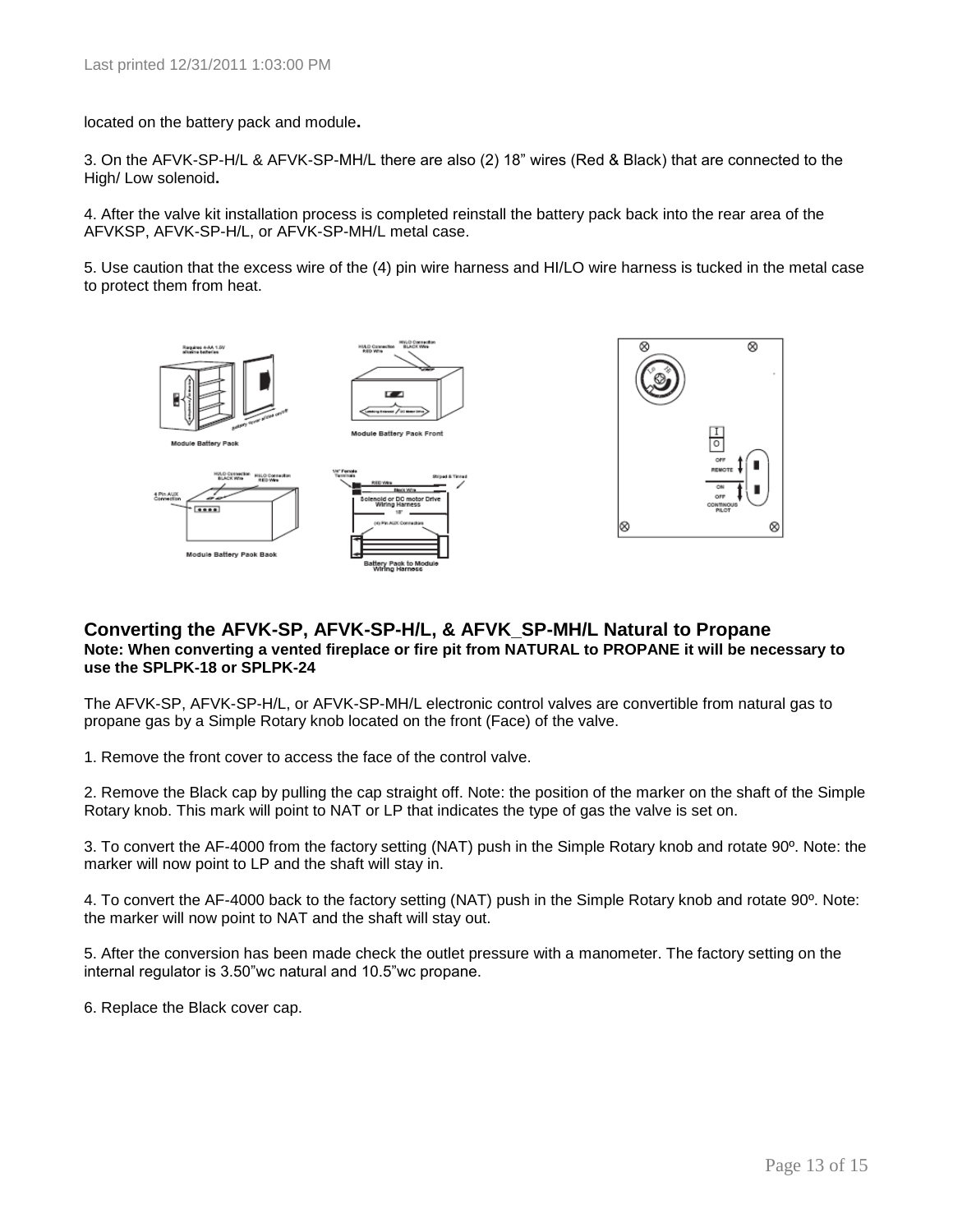located on the battery pack and module**.**

3. On the AFVK-SP-H/L & AFVK-SP-MH/L there are also (2) 18” wires (Red & Black) that are connected to the High/ Low solenoid**.**

4. After the valve kit installation process is completed reinstall the battery pack back into the rear area of the AFVKSP, AFVK-SP-H/L, or AFVK-SP-MH/L metal case.

5. Use caution that the excess wire of the (4) pin wire harness and HI/LO wire harness is tucked in the metal case to protect them from heat.

## Converting the AFVK-SP, AFVK-SP-H/L, & AFVK_SP-MH/L Natural to Propane

**Note: When converting a vented fireplace or fire pit from NATURAL to PROPANE it will be necessary to use the SPLPK-18 or SPLPK-24**

The AFVK-SP, AFVK-SP-H/L, or AFVK-SP-MH/L electronic control valves are convertible from natural gas to propane gas by a Simple Rotary knob located on the front (Face) of the valve.

1. Remove the front cover to access the face of the control valve.

2. Remove the Black cap by pulling the cap straight off. Note: the position of the marker on the shaft of the Simple Rotary knob. This mark will point to NAT or LP that indicates the type of gas the valve is set on.

3. To convert the AF-4000 from the factory setting (NAT) push in the Simple Rotary knob and rotate 90º. Note: the marker will now point to LP and the shaft will stay in.

4. To convert the AF-4000 back to the factory setting (NAT) push in the Simple Rotary knob and rotate 90º. Note: the marker will now point to NAT and the shaft will stay out.

5. After the conversion has been made check the outlet pressure with a manometer. The factory setting on the internal regulator is 3.50”wc natural and 10.5”wc propane.

6. Replace the Black cover cap.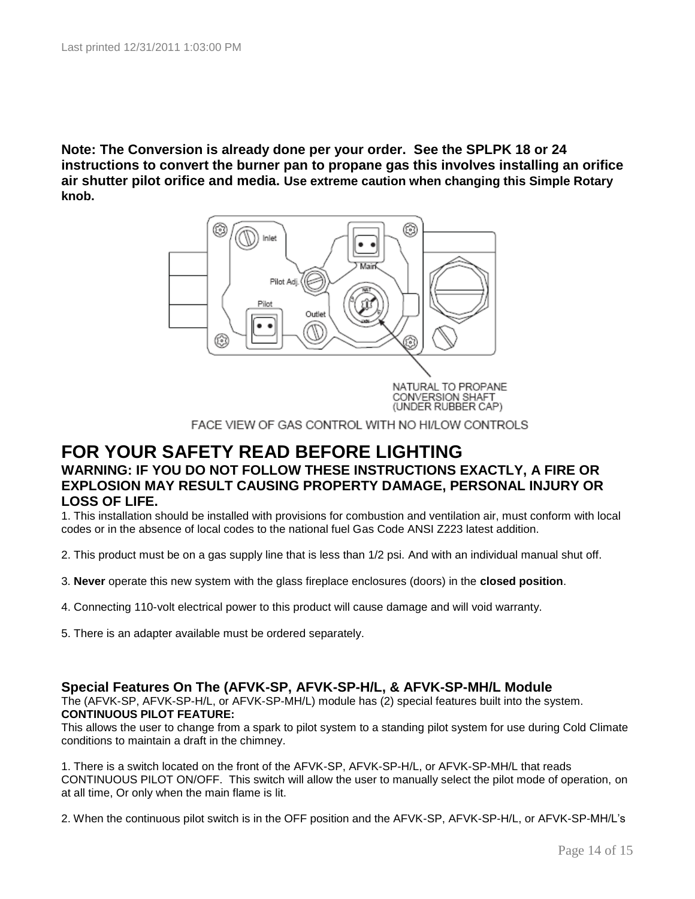**Note: The Conversion is already done per your order. See the SPLPK 18 or 24 instructions to convert the burner pan to propane gas this involves installing an orifice air shutter pilot orifice and media. Use extreme caution when changing this Simple Rotary knob.**

NATURAL TO PROPANE CONVERSION SHAFT (UNDER RUBBER CAP)

FACE VIEW OF GAS CONTROL WITH NO HI/LOW CONTROLS

# FOR YOUR SAFETY READ BEFORE LIGHTING

### WARNING: IF YOU DO NOT FOLLOW THESE INSTRUCTIONS EXACTLY, A FIRE OR EXPLOSION MAY RESULT CAUSING PROPERTY DAMAGE, PERSONAL INJURY OR LOSS OF LIFE.

1. This installation should be installed with provisions for combustion and ventilation air, must conform with local codes or in the absence of local codes to the national fuel Gas Code ANSI Z223 latest addition.

2. This product must be on a gas supply line that is less than 1/2 psi. And with an individual manual shut off.

3. **Never** operate this new system with the glass fireplace enclosures (doors) in the **closed position**.

4. Connecting 110-volt electrical power to this product will cause damage and will void warranty.

5. There is an adapter available must be ordered separately.

### Special Features On The (AFVK-SP, AFVK-SP-H/L, & AFVK-SP-MH/L Module

The (AFVK-SP, AFVK-SP-H/L, or AFVK-SP-MH/L) module has (2) special features built into the system.
**CONTINUOUS PILOT FEATURE:**
This allows the user to change from a spark to pilot system to a standing pilot system for use during Cold Climate conditions to maintain a draft in the chimney.

1. There is a switch located on the front of the AFVK-SP, AFVK-SP-H/L, or AFVK-SP-MH/L that reads CONTINUOUS PILOT ON/OFF. This switch will allow the user to manually select the pilot mode of operation, on at all time, Or only when the main flame is lit.

2. When the continuous pilot switch is in the OFF position and the AFVK-SP, AFVK-SP-H/L, or AFVK-SP-MH/L's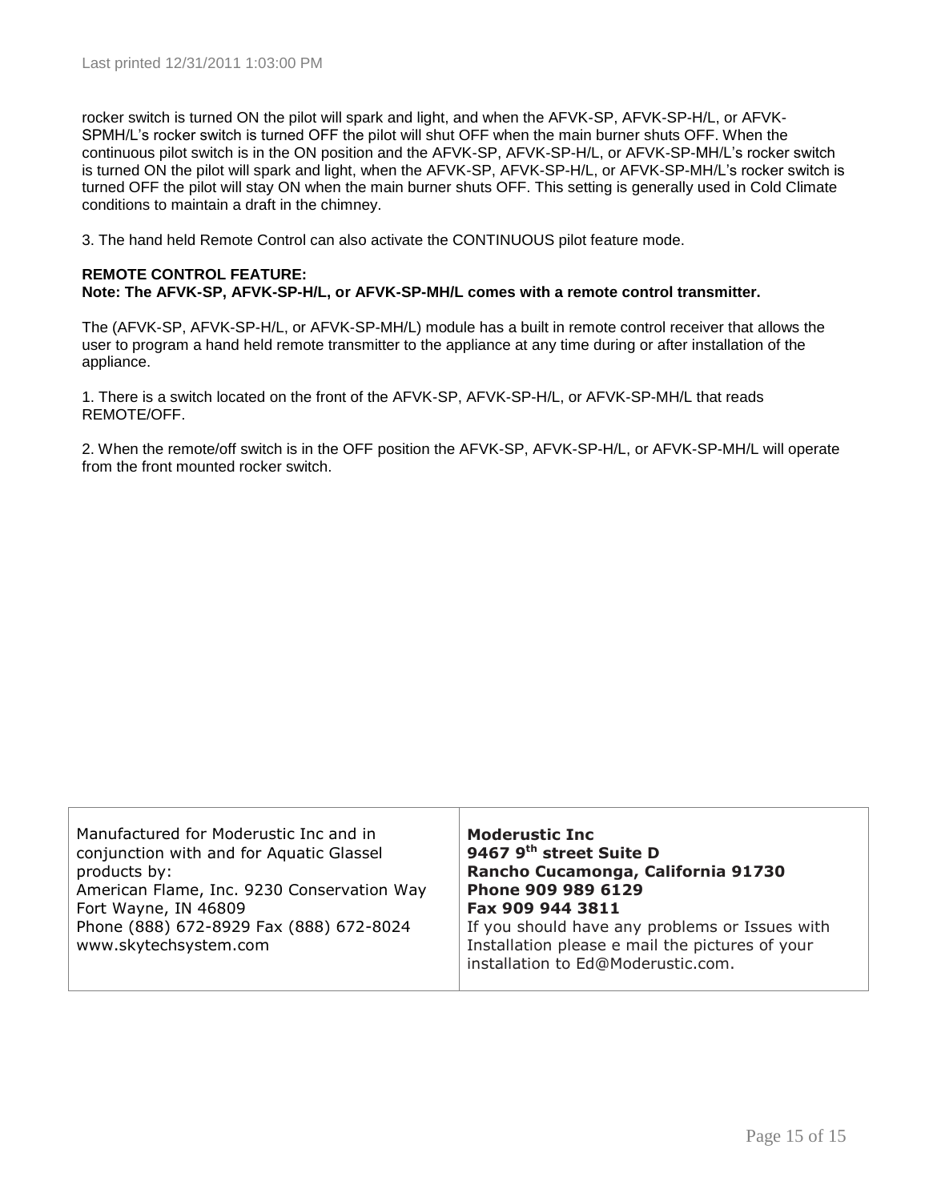rocker switch is turned ON the pilot will spark and light, and when the AFVK-SP, AFVK-SP-H/L, or AFVK-SPMH/L's rocker switch is turned OFF the pilot will shut OFF when the main burner shuts OFF. When the continuous pilot switch is in the ON position and the AFVK-SP, AFVK-SP-H/L, or AFVK-SP-MH/L's rocker switch is turned ON the pilot will spark and light, when the AFVK-SP, AFVK-SP-H/L, or AFVK-SP-MH/L's rocker switch is turned OFF the pilot will stay ON when the main burner shuts OFF. This setting is generally used in Cold Climate conditions to maintain a draft in the chimney.

3. The hand held Remote Control can also activate the CONTINUOUS pilot feature mode.

**REMOTE CONTROL FEATURE:**
**Note: The AFVK-SP, AFVK-SP-H/L, or AFVK-SP-MH/L comes with a remote control transmitter.**

The (AFVK-SP, AFVK-SP-H/L, or AFVK-SP-MH/L) module has a built in remote control receiver that allows the user to program a hand held remote transmitter to the appliance at any time during or after installation of the appliance.

1. There is a switch located on the front of the AFVK-SP, AFVK-SP-H/L, or AFVK-SP-MH/L that reads REMOTE/OFF.

2. When the remote/off switch is in the OFF position the AFVK-SP, AFVK-SP-H/L, or AFVK-SP-MH/L will operate from the front mounted rocker switch.

| | |
|---|---|
| Manufactured for Moderustic Inc and in conjunction with and for Aquatic Glassel products by:<br>American Flame, Inc. 9230 Conservation Way<br>Fort Wayne, IN 46809<br>Phone (888) 672-8929 Fax (888) 672-8024<br>www.skytechsystem.com | **Moderustic Inc**<br>**9467 9th street Suite D**<br>**Rancho Cucamonga, California 91730**<br>**Phone 909 989 6129**<br>**Fax 909 944 3811**<br>If you should have any problems or Issues with Installation please e mail the pictures of your installation to Ed@Moderustic.com. |